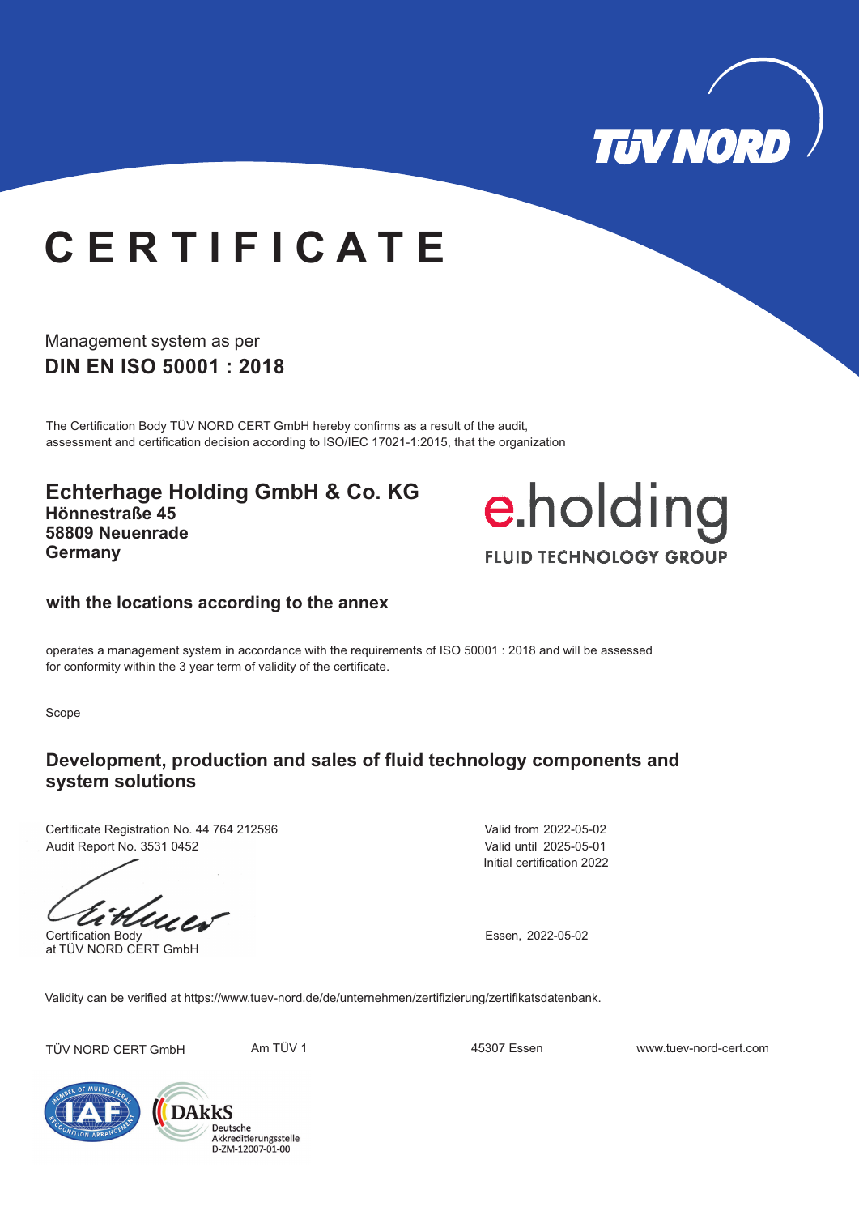TÜV NORD

# CERTIFICATE

Management system as per

**DIN EN ISO 50001 : 2018**

The Certification Body TÜV NORD CERT GmbH hereby confirms as a result of the audit, assessment and certification decision according to ISO/IEC 17021-1:2015, that the organization

## Echterhage Holding GmbH & Co. KG

**Hönnestraße 45**
**58809 Neuenrade**
**Germany**

e.holding
FLUID TECHNOLOGY GROUP

**with the locations according to the annex**

operates a management system in accordance with the requirements of ISO 50001 : 2018 and will be assessed for conformity within the 3 year term of validity of the certificate.

Scope

**Development, production and sales of fluid technology components and system solutions**

Certificate Registration No. 44 764 212596
Audit Report No. 3531 0452

Valid from 2022-05-02
Valid until 2025-05-01
Initial certification 2022

Certification Body
at TÜV NORD CERT GmbH

Essen, 2022-05-02

Validity can be verified at https://www.tuev-nord.de/de/unternehmen/zertifizierung/zertifikatsdatenbank.

TÜV NORD CERT GmbH    Am TÜV 1    45307 Essen    www.tuev-nord-cert.com

IAF – Member of Multilateral Recognition Arrangement

DAkkS Deutsche Akkreditierungsstelle D-ZM-12007-01-00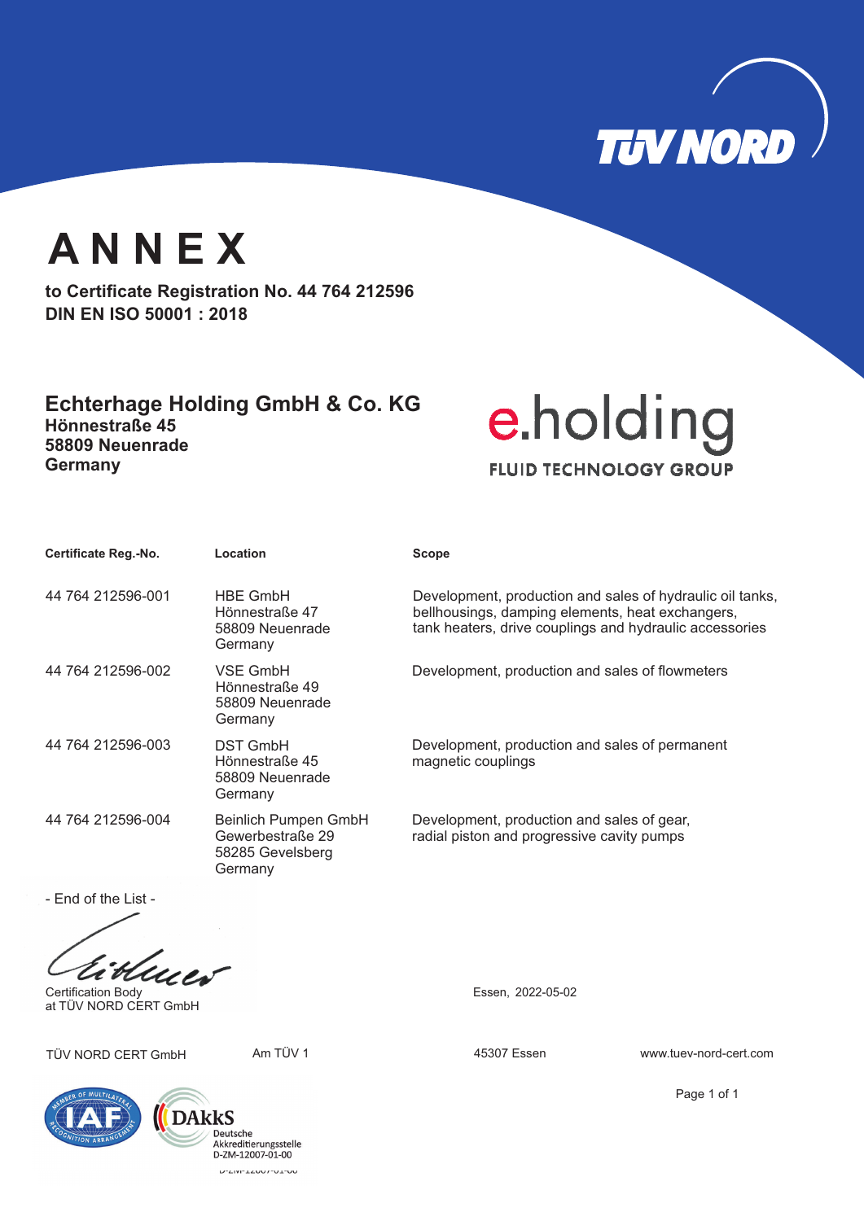# ANNEX

**to Certificate Registration No. 44 764 212596**
**DIN EN ISO 50001 : 2018**

## Echterhage Holding GmbH & Co. KG

**Hönnestraße 45**
**58809 Neuenrade**
**Germany**

e.holding
FLUID TECHNOLOGY GROUP

| Certificate Reg.-No. | Location | Scope |
|---|---|---|
| 44 764 212596-001 | HBE GmbH<br>Hönnestraße 47<br>58809 Neuenrade<br>Germany | Development, production and sales of hydraulic oil tanks, bellhousings, damping elements, heat exchangers, tank heaters, drive couplings and hydraulic accessories |
| 44 764 212596-002 | VSE GmbH<br>Hönnestraße 49<br>58809 Neuenrade<br>Germany | Development, production and sales of flowmeters |
| 44 764 212596-003 | DST GmbH<br>Hönnestraße 45<br>58809 Neuenrade<br>Germany | Development, production and sales of permanent magnetic couplings |
| 44 764 212596-004 | Beinlich Pumpen GmbH<br>Gewerbestraße 29<br>58285 Gevelsberg<br>Germany | Development, production and sales of gear, radial piston and progressive cavity pumps |

- End of the List -

Certification Body
at TÜV NORD CERT GmbH

Essen, 2022-05-02

TÜV NORD CERT GmbH    Am TÜV 1    45307 Essen    www.tuev-nord-cert.com

DAkkS
Deutsche
Akkreditierungsstelle
D-ZM-12007-01-00